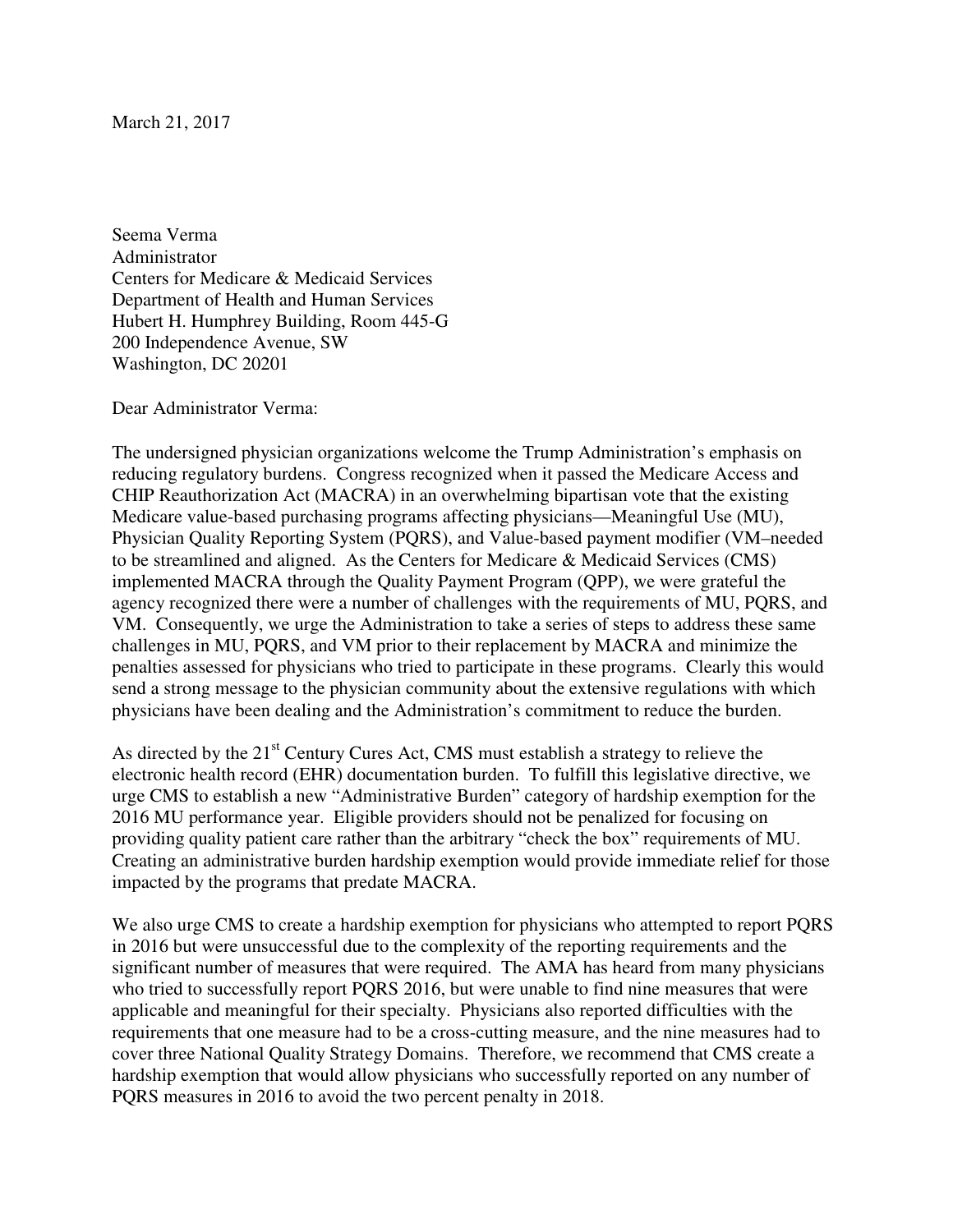March 21, 2017

Seema Verma
Administrator
Centers for Medicare & Medicaid Services
Department of Health and Human Services
Hubert H. Humphrey Building, Room 445-G
200 Independence Avenue, SW
Washington, DC 20201

Dear Administrator Verma:

The undersigned physician organizations welcome the Trump Administration's emphasis on reducing regulatory burdens. Congress recognized when it passed the Medicare Access and CHIP Reauthorization Act (MACRA) in an overwhelming bipartisan vote that the existing Medicare value-based purchasing programs affecting physicians—Meaningful Use (MU), Physician Quality Reporting System (PQRS), and Value-based payment modifier (VM–needed to be streamlined and aligned. As the Centers for Medicare & Medicaid Services (CMS) implemented MACRA through the Quality Payment Program (QPP), we were grateful the agency recognized there were a number of challenges with the requirements of MU, PQRS, and VM. Consequently, we urge the Administration to take a series of steps to address these same challenges in MU, PQRS, and VM prior to their replacement by MACRA and minimize the penalties assessed for physicians who tried to participate in these programs. Clearly this would send a strong message to the physician community about the extensive regulations with which physicians have been dealing and the Administration's commitment to reduce the burden.

As directed by the 21st Century Cures Act, CMS must establish a strategy to relieve the electronic health record (EHR) documentation burden. To fulfill this legislative directive, we urge CMS to establish a new "Administrative Burden" category of hardship exemption for the 2016 MU performance year. Eligible providers should not be penalized for focusing on providing quality patient care rather than the arbitrary "check the box" requirements of MU. Creating an administrative burden hardship exemption would provide immediate relief for those impacted by the programs that predate MACRA.

We also urge CMS to create a hardship exemption for physicians who attempted to report PQRS in 2016 but were unsuccessful due to the complexity of the reporting requirements and the significant number of measures that were required. The AMA has heard from many physicians who tried to successfully report PQRS 2016, but were unable to find nine measures that were applicable and meaningful for their specialty. Physicians also reported difficulties with the requirements that one measure had to be a cross-cutting measure, and the nine measures had to cover three National Quality Strategy Domains. Therefore, we recommend that CMS create a hardship exemption that would allow physicians who successfully reported on any number of PQRS measures in 2016 to avoid the two percent penalty in 2018.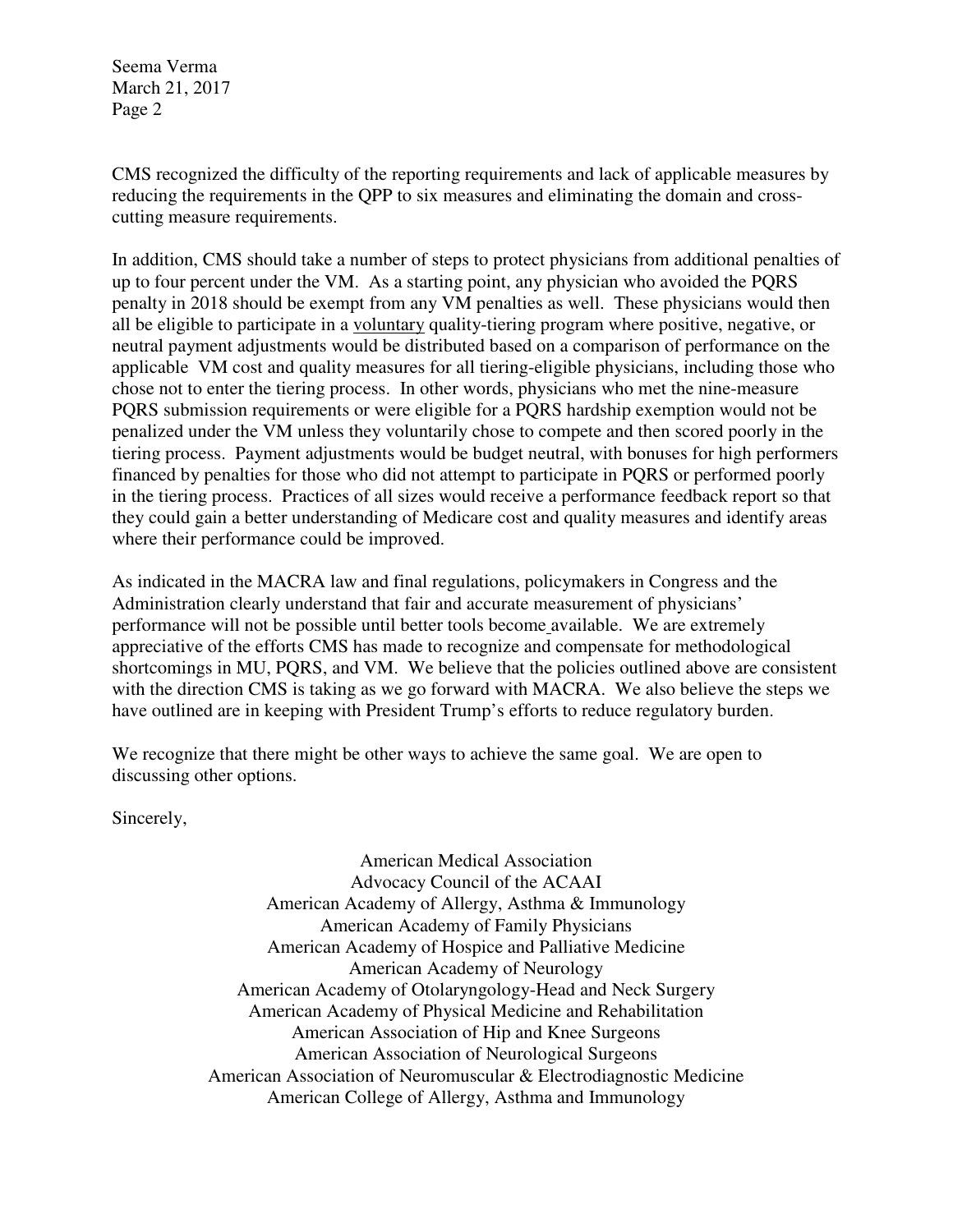CMS recognized the difficulty of the reporting requirements and lack of applicable measures by reducing the requirements in the QPP to six measures and eliminating the domain and cross-cutting measure requirements.

In addition, CMS should take a number of steps to protect physicians from additional penalties of up to four percent under the VM. As a starting point, any physician who avoided the PQRS penalty in 2018 should be exempt from any VM penalties as well. These physicians would then all be eligible to participate in a voluntary quality-tiering program where positive, negative, or neutral payment adjustments would be distributed based on a comparison of performance on the applicable VM cost and quality measures for all tiering-eligible physicians, including those who chose not to enter the tiering process. In other words, physicians who met the nine-measure PQRS submission requirements or were eligible for a PQRS hardship exemption would not be penalized under the VM unless they voluntarily chose to compete and then scored poorly in the tiering process. Payment adjustments would be budget neutral, with bonuses for high performers financed by penalties for those who did not attempt to participate in PQRS or performed poorly in the tiering process. Practices of all sizes would receive a performance feedback report so that they could gain a better understanding of Medicare cost and quality measures and identify areas where their performance could be improved.

As indicated in the MACRA law and final regulations, policymakers in Congress and the Administration clearly understand that fair and accurate measurement of physicians' performance will not be possible until better tools become available. We are extremely appreciative of the efforts CMS has made to recognize and compensate for methodological shortcomings in MU, PQRS, and VM. We believe that the policies outlined above are consistent with the direction CMS is taking as we go forward with MACRA. We also believe the steps we have outlined are in keeping with President Trump's efforts to reduce regulatory burden.

We recognize that there might be other ways to achieve the same goal. We are open to discussing other options.

Sincerely,

American Medical Association
Advocacy Council of the ACAAI
American Academy of Allergy, Asthma & Immunology
American Academy of Family Physicians
American Academy of Hospice and Palliative Medicine
American Academy of Neurology
American Academy of Otolaryngology-Head and Neck Surgery
American Academy of Physical Medicine and Rehabilitation
American Association of Hip and Knee Surgeons
American Association of Neurological Surgeons
American Association of Neuromuscular & Electrodiagnostic Medicine
American College of Allergy, Asthma and Immunology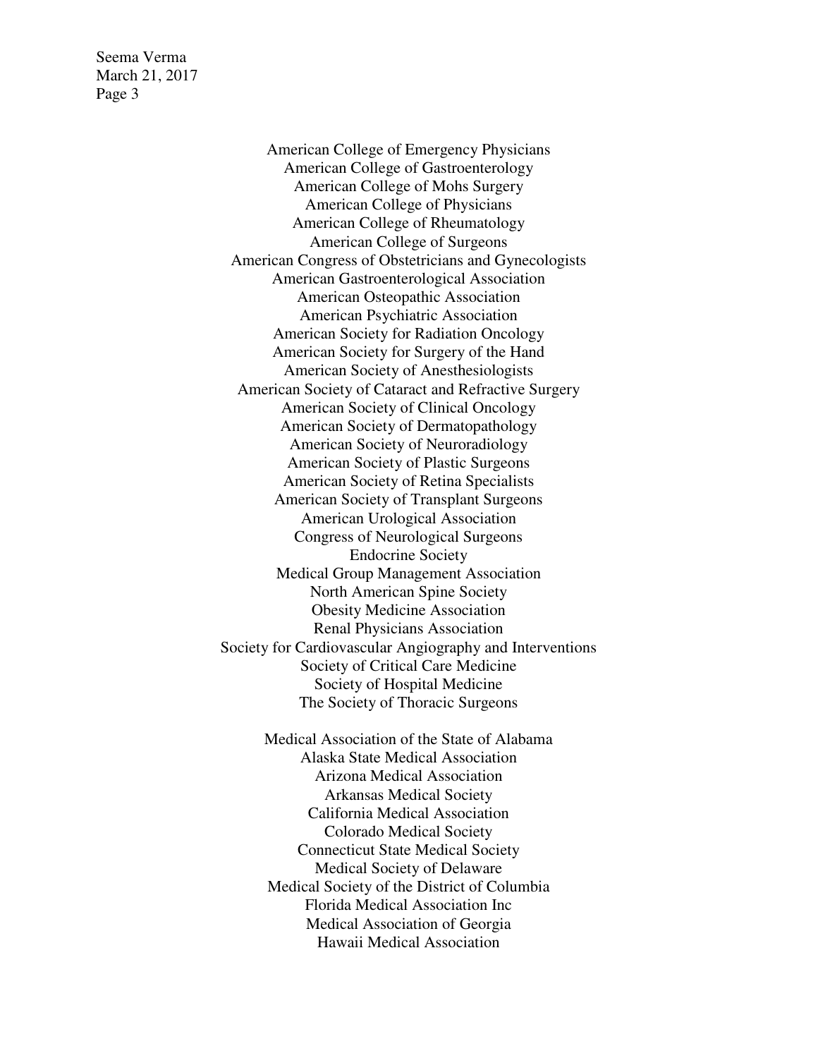American College of Emergency Physicians
American College of Gastroenterology
American College of Mohs Surgery
American College of Physicians
American College of Rheumatology
American College of Surgeons
American Congress of Obstetricians and Gynecologists
American Gastroenterological Association
American Osteopathic Association
American Psychiatric Association
American Society for Radiation Oncology
American Society for Surgery of the Hand
American Society of Anesthesiologists
American Society of Cataract and Refractive Surgery
American Society of Clinical Oncology
American Society of Dermatopathology
American Society of Neuroradiology
American Society of Plastic Surgeons
American Society of Retina Specialists
American Society of Transplant Surgeons
American Urological Association
Congress of Neurological Surgeons
Endocrine Society
Medical Group Management Association
North American Spine Society
Obesity Medicine Association
Renal Physicians Association
Society for Cardiovascular Angiography and Interventions
Society of Critical Care Medicine
Society of Hospital Medicine
The Society of Thoracic Surgeons

Medical Association of the State of Alabama
Alaska State Medical Association
Arizona Medical Association
Arkansas Medical Society
California Medical Association
Colorado Medical Society
Connecticut State Medical Society
Medical Society of Delaware
Medical Society of the District of Columbia
Florida Medical Association Inc
Medical Association of Georgia
Hawaii Medical Association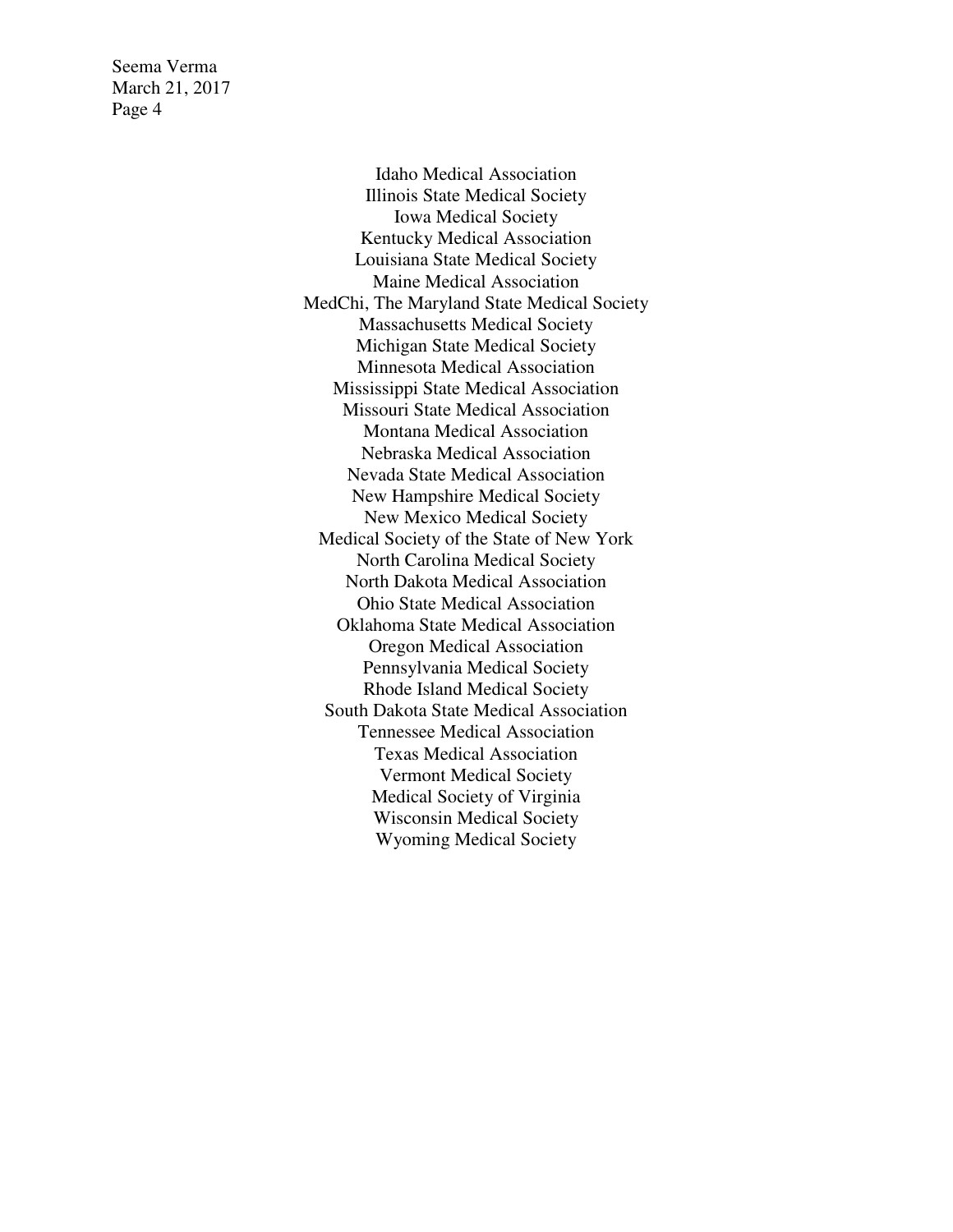Idaho Medical Association
Illinois State Medical Society
Iowa Medical Society
Kentucky Medical Association
Louisiana State Medical Society
Maine Medical Association
MedChi, The Maryland State Medical Society
Massachusetts Medical Society
Michigan State Medical Society
Minnesota Medical Association
Mississippi State Medical Association
Missouri State Medical Association
Montana Medical Association
Nebraska Medical Association
Nevada State Medical Association
New Hampshire Medical Society
New Mexico Medical Society
Medical Society of the State of New York
North Carolina Medical Society
North Dakota Medical Association
Ohio State Medical Association
Oklahoma State Medical Association
Oregon Medical Association
Pennsylvania Medical Society
Rhode Island Medical Society
South Dakota State Medical Association
Tennessee Medical Association
Texas Medical Association
Vermont Medical Society
Medical Society of Virginia
Wisconsin Medical Society
Wyoming Medical Society